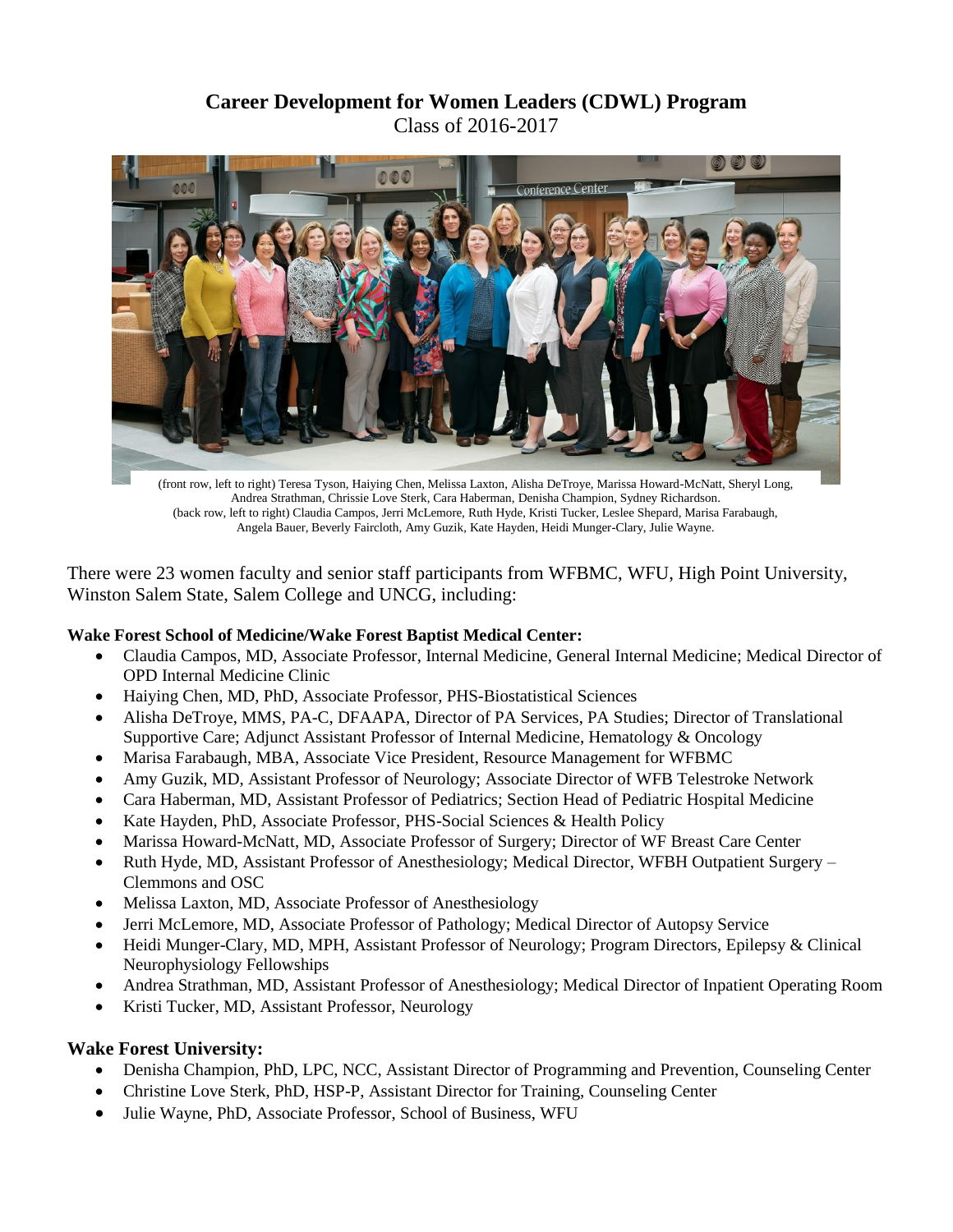# Career Development for Women Leaders (CDWL) Program

Class of 2016-2017

(front row, left to right) Teresa Tyson, Haiying Chen, Melissa Laxton, Alisha DeTroye, Marissa Howard-McNatt, Sheryl Long, Andrea Strathman, Chrissie Love Sterk, Cara Haberman, Denisha Champion, Sydney Richardson.
(back row, left to right) Claudia Campos, Jerri McLemore, Ruth Hyde, Kristi Tucker, Leslee Shepard, Marisa Farabaugh, Angela Bauer, Beverly Faircloth, Amy Guzik, Kate Hayden, Heidi Munger-Clary, Julie Wayne.

There were 23 women faculty and senior staff participants from WFBMC, WFU, High Point University, Winston Salem State, Salem College and UNCG, including:

**Wake Forest School of Medicine/Wake Forest Baptist Medical Center:**

- Claudia Campos, MD, Associate Professor, Internal Medicine, General Internal Medicine; Medical Director of OPD Internal Medicine Clinic
- Haiying Chen, MD, PhD, Associate Professor, PHS-Biostatistical Sciences
- Alisha DeTroye, MMS, PA-C, DFAAPA, Director of PA Services, PA Studies; Director of Translational Supportive Care; Adjunct Assistant Professor of Internal Medicine, Hematology & Oncology
- Marisa Farabaugh, MBA, Associate Vice President, Resource Management for WFBMC
- Amy Guzik, MD, Assistant Professor of Neurology; Associate Director of WFB Telestroke Network
- Cara Haberman, MD, Assistant Professor of Pediatrics; Section Head of Pediatric Hospital Medicine
- Kate Hayden, PhD, Associate Professor, PHS-Social Sciences & Health Policy
- Marissa Howard-McNatt, MD, Associate Professor of Surgery; Director of WF Breast Care Center
- Ruth Hyde, MD, Assistant Professor of Anesthesiology; Medical Director, WFBH Outpatient Surgery – Clemmons and OSC
- Melissa Laxton, MD, Associate Professor of Anesthesiology
- Jerri McLemore, MD, Associate Professor of Pathology; Medical Director of Autopsy Service
- Heidi Munger-Clary, MD, MPH, Assistant Professor of Neurology; Program Directors, Epilepsy & Clinical Neurophysiology Fellowships
- Andrea Strathman, MD, Assistant Professor of Anesthesiology; Medical Director of Inpatient Operating Room
- Kristi Tucker, MD, Assistant Professor, Neurology

**Wake Forest University:**

- Denisha Champion, PhD, LPC, NCC, Assistant Director of Programming and Prevention, Counseling Center
- Christine Love Sterk, PhD, HSP-P, Assistant Director for Training, Counseling Center
- Julie Wayne, PhD, Associate Professor, School of Business, WFU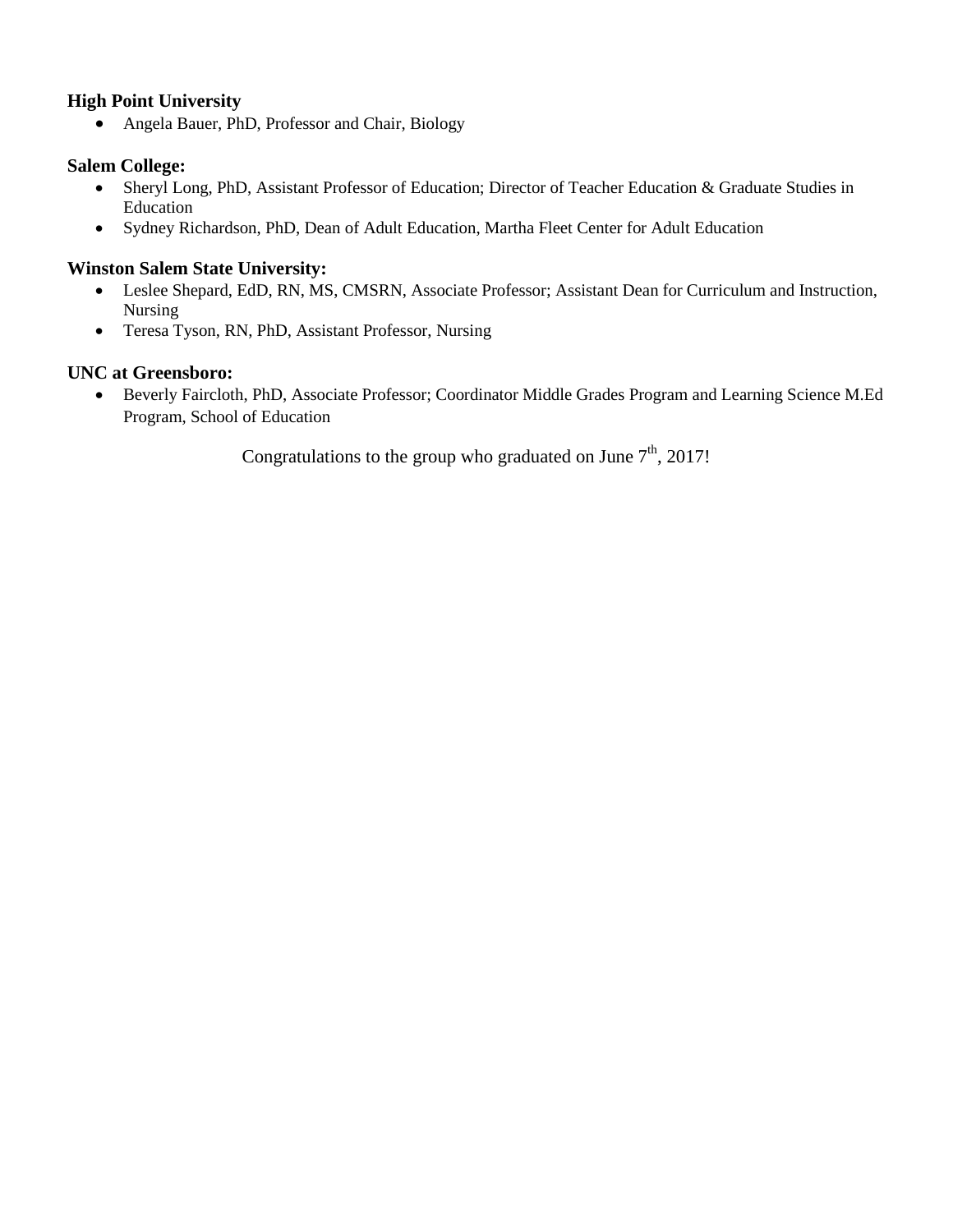**High Point University**

- Angela Bauer, PhD, Professor and Chair, Biology

**Salem College:**

- Sheryl Long, PhD, Assistant Professor of Education; Director of Teacher Education & Graduate Studies in Education
- Sydney Richardson, PhD, Dean of Adult Education, Martha Fleet Center for Adult Education

**Winston Salem State University:**

- Leslee Shepard, EdD, RN, MS, CMSRN, Associate Professor; Assistant Dean for Curriculum and Instruction, Nursing
- Teresa Tyson, RN, PhD, Assistant Professor, Nursing

**UNC at Greensboro:**

- Beverly Faircloth, PhD, Associate Professor; Coordinator Middle Grades Program and Learning Science M.Ed Program, School of Education

Congratulations to the group who graduated on June 7th, 2017!